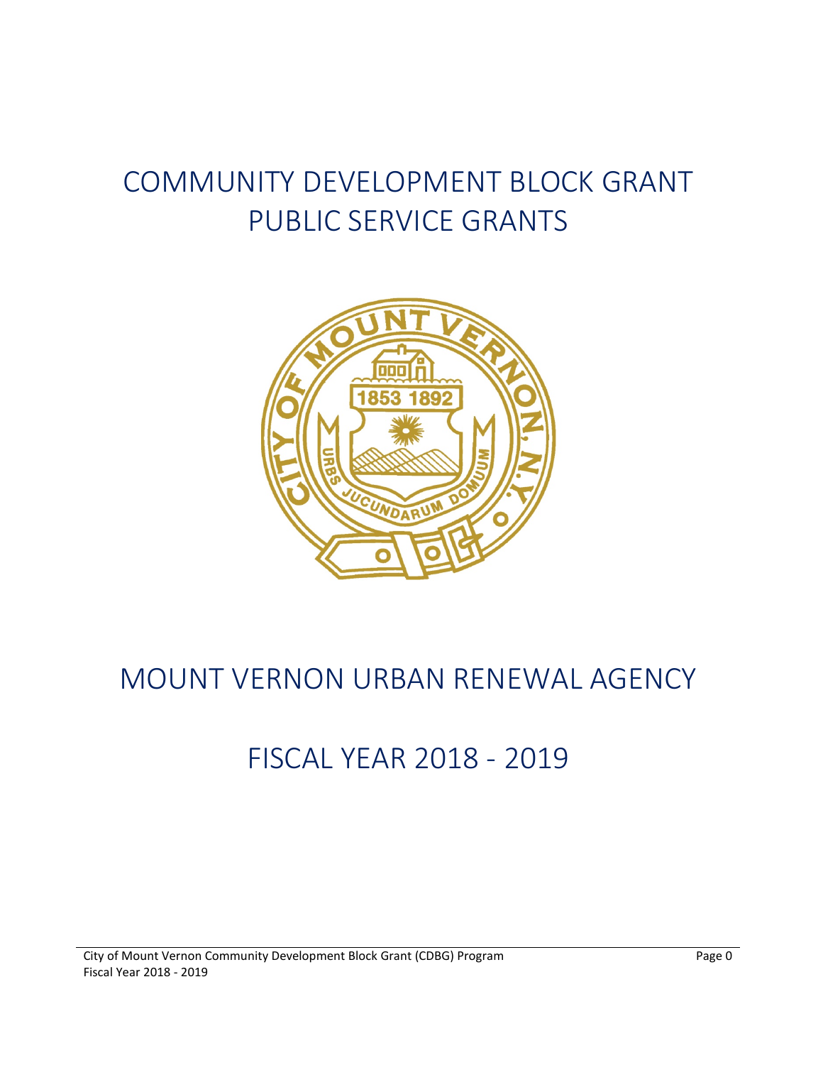# COMMUNITY DEVELOPMENT BLOCK GRANT PUBLIC SERVICE GRANTS

# MOUNT VERNON URBAN RENEWAL AGENCY

# FISCAL YEAR 2018 - 2019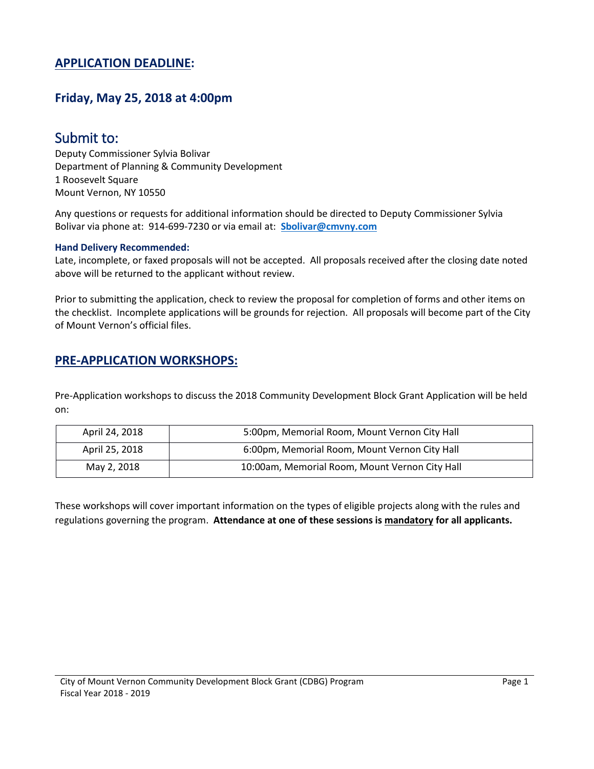## APPLICATION DEADLINE:

### Friday, May 25, 2018 at 4:00pm

## Submit to:

Deputy Commissioner Sylvia Bolivar
Department of Planning & Community Development
1 Roosevelt Square
Mount Vernon, NY 10550

Any questions or requests for additional information should be directed to Deputy Commissioner Sylvia Bolivar via phone at: 914-699-7230 or via email at: **Sbolivar@cmvny.com**

**Hand Delivery Recommended:**

Late, incomplete, or faxed proposals will not be accepted. All proposals received after the closing date noted above will be returned to the applicant without review.

Prior to submitting the application, check to review the proposal for completion of forms and other items on the checklist. Incomplete applications will be grounds for rejection. All proposals will become part of the City of Mount Vernon's official files.

## PRE-APPLICATION WORKSHOPS:

Pre-Application workshops to discuss the 2018 Community Development Block Grant Application will be held on:

| | |
|---|---|
| April 24, 2018 | 5:00pm, Memorial Room, Mount Vernon City Hall |
| April 25, 2018 | 6:00pm, Memorial Room, Mount Vernon City Hall |
| May 2, 2018 | 10:00am, Memorial Room, Mount Vernon City Hall |

These workshops will cover important information on the types of eligible projects along with the rules and regulations governing the program. **Attendance at one of these sessions is mandatory for all applicants.**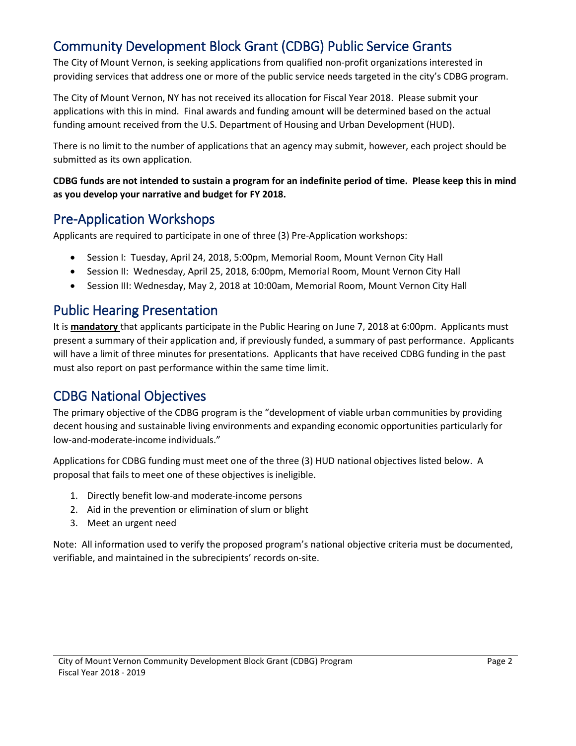## Community Development Block Grant (CDBG) Public Service Grants

The City of Mount Vernon, is seeking applications from qualified non-profit organizations interested in providing services that address one or more of the public service needs targeted in the city's CDBG program.

The City of Mount Vernon, NY has not received its allocation for Fiscal Year 2018. Please submit your applications with this in mind. Final awards and funding amount will be determined based on the actual funding amount received from the U.S. Department of Housing and Urban Development (HUD).

There is no limit to the number of applications that an agency may submit, however, each project should be submitted as its own application.

**CDBG funds are not intended to sustain a program for an indefinite period of time. Please keep this in mind as you develop your narrative and budget for FY 2018.**

## Pre-Application Workshops

Applicants are required to participate in one of three (3) Pre-Application workshops:

- Session I: Tuesday, April 24, 2018, 5:00pm, Memorial Room, Mount Vernon City Hall
- Session II: Wednesday, April 25, 2018, 6:00pm, Memorial Room, Mount Vernon City Hall
- Session III: Wednesday, May 2, 2018 at 10:00am, Memorial Room, Mount Vernon City Hall

## Public Hearing Presentation

It is **mandatory** that applicants participate in the Public Hearing on June 7, 2018 at 6:00pm. Applicants must present a summary of their application and, if previously funded, a summary of past performance. Applicants will have a limit of three minutes for presentations. Applicants that have received CDBG funding in the past must also report on past performance within the same time limit.

## CDBG National Objectives

The primary objective of the CDBG program is the "development of viable urban communities by providing decent housing and sustainable living environments and expanding economic opportunities particularly for low-and-moderate-income individuals."

Applications for CDBG funding must meet one of the three (3) HUD national objectives listed below. A proposal that fails to meet one of these objectives is ineligible.

1. Directly benefit low-and moderate-income persons
2. Aid in the prevention or elimination of slum or blight
3. Meet an urgent need

Note: All information used to verify the proposed program's national objective criteria must be documented, verifiable, and maintained in the subrecipients' records on-site.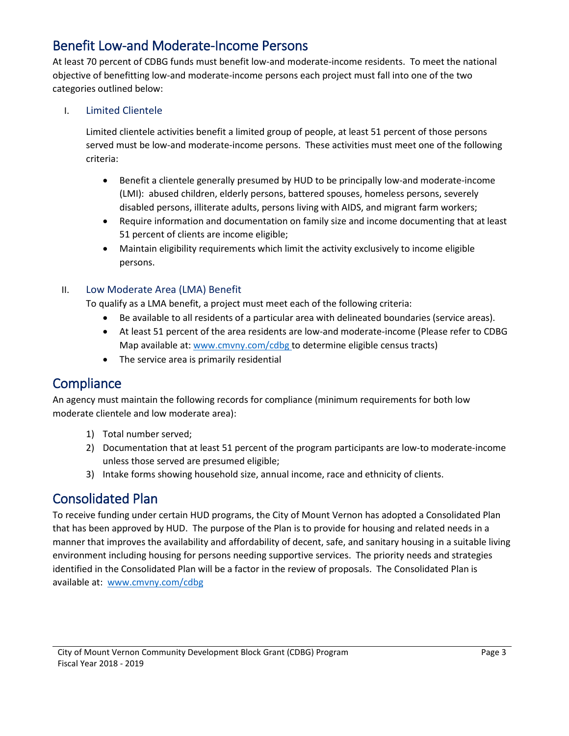## Benefit Low-and Moderate-Income Persons

At least 70 percent of CDBG funds must benefit low-and moderate-income residents. To meet the national objective of benefitting low-and moderate-income persons each project must fall into one of the two categories outlined below:

### I. Limited Clientele

Limited clientele activities benefit a limited group of people, at least 51 percent of those persons served must be low-and moderate-income persons. These activities must meet one of the following criteria:

- Benefit a clientele generally presumed by HUD to be principally low-and moderate-income (LMI): abused children, elderly persons, battered spouses, homeless persons, severely disabled persons, illiterate adults, persons living with AIDS, and migrant farm workers;
- Require information and documentation on family size and income documenting that at least 51 percent of clients are income eligible;
- Maintain eligibility requirements which limit the activity exclusively to income eligible persons.

### II. Low Moderate Area (LMA) Benefit

To qualify as a LMA benefit, a project must meet each of the following criteria:

- Be available to all residents of a particular area with delineated boundaries (service areas).
- At least 51 percent of the area residents are low-and moderate-income (Please refer to CDBG Map available at: www.cmvny.com/cdbg to determine eligible census tracts)
- The service area is primarily residential

## Compliance

An agency must maintain the following records for compliance (minimum requirements for both low moderate clientele and low moderate area):

1) Total number served;
2) Documentation that at least 51 percent of the program participants are low-to moderate-income unless those served are presumed eligible;
3) Intake forms showing household size, annual income, race and ethnicity of clients.

## Consolidated Plan

To receive funding under certain HUD programs, the City of Mount Vernon has adopted a Consolidated Plan that has been approved by HUD. The purpose of the Plan is to provide for housing and related needs in a manner that improves the availability and affordability of decent, safe, and sanitary housing in a suitable living environment including housing for persons needing supportive services. The priority needs and strategies identified in the Consolidated Plan will be a factor in the review of proposals. The Consolidated Plan is available at: www.cmvny.com/cdbg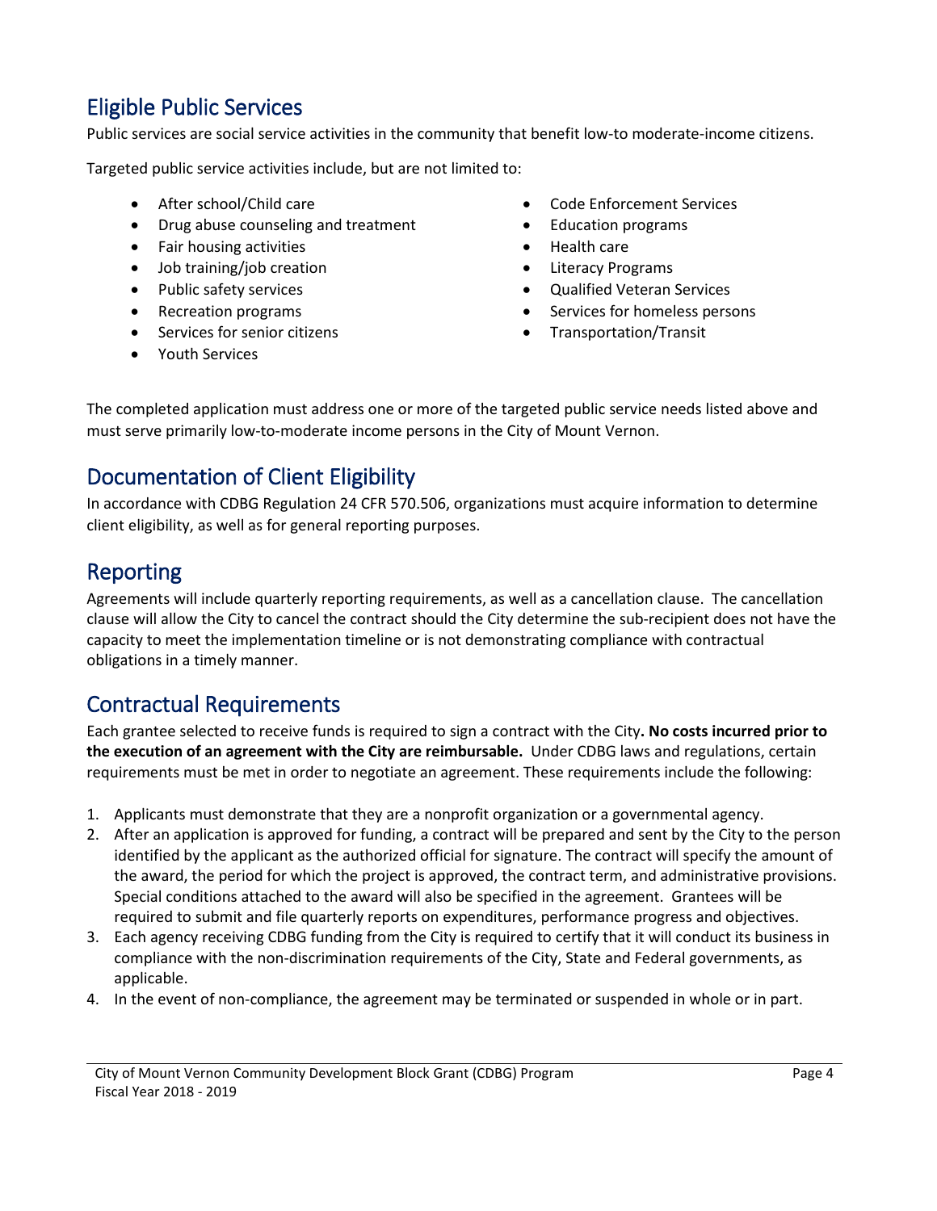## Eligible Public Services

Public services are social service activities in the community that benefit low-to moderate-income citizens.

Targeted public service activities include, but are not limited to:

- After school/Child care
- Drug abuse counseling and treatment
- Fair housing activities
- Job training/job creation
- Public safety services
- Recreation programs
- Services for senior citizens
- Youth Services
- Code Enforcement Services
- Education programs
- Health care
- Literacy Programs
- Qualified Veteran Services
- Services for homeless persons
- Transportation/Transit

The completed application must address one or more of the targeted public service needs listed above and must serve primarily low-to-moderate income persons in the City of Mount Vernon.

## Documentation of Client Eligibility

In accordance with CDBG Regulation 24 CFR 570.506, organizations must acquire information to determine client eligibility, as well as for general reporting purposes.

## Reporting

Agreements will include quarterly reporting requirements, as well as a cancellation clause. The cancellation clause will allow the City to cancel the contract should the City determine the sub-recipient does not have the capacity to meet the implementation timeline or is not demonstrating compliance with contractual obligations in a timely manner.

## Contractual Requirements

Each grantee selected to receive funds is required to sign a contract with the City**. No costs incurred prior to the execution of an agreement with the City are reimbursable.** Under CDBG laws and regulations, certain requirements must be met in order to negotiate an agreement. These requirements include the following:

1. Applicants must demonstrate that they are a nonprofit organization or a governmental agency.
2. After an application is approved for funding, a contract will be prepared and sent by the City to the person identified by the applicant as the authorized official for signature. The contract will specify the amount of the award, the period for which the project is approved, the contract term, and administrative provisions. Special conditions attached to the award will also be specified in the agreement. Grantees will be required to submit and file quarterly reports on expenditures, performance progress and objectives.
3. Each agency receiving CDBG funding from the City is required to certify that it will conduct its business in compliance with the non-discrimination requirements of the City, State and Federal governments, as applicable.
4. In the event of non-compliance, the agreement may be terminated or suspended in whole or in part.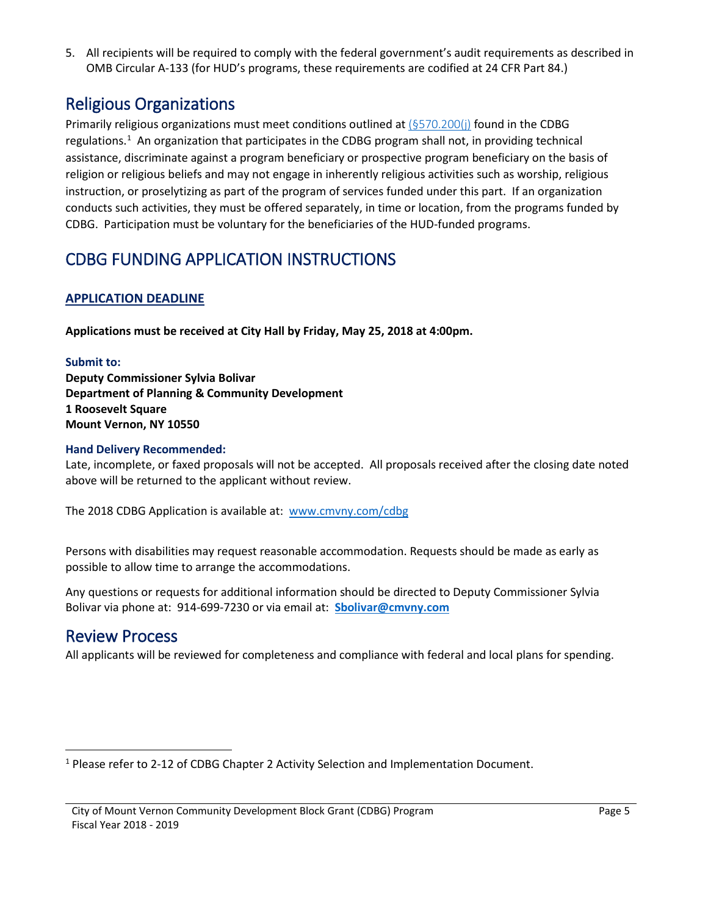5. All recipients will be required to comply with the federal government's audit requirements as described in OMB Circular A-133 (for HUD's programs, these requirements are codified at 24 CFR Part 84.)

## Religious Organizations

Primarily religious organizations must meet conditions outlined at (§570.200(j) found in the CDBG regulations.[1] An organization that participates in the CDBG program shall not, in providing technical assistance, discriminate against a program beneficiary or prospective program beneficiary on the basis of religion or religious beliefs and may not engage in inherently religious activities such as worship, religious instruction, or proselytizing as part of the program of services funded under this part. If an organization conducts such activities, they must be offered separately, in time or location, from the programs funded by CDBG. Participation must be voluntary for the beneficiaries of the HUD-funded programs.

# CDBG FUNDING APPLICATION INSTRUCTIONS

### APPLICATION DEADLINE

**Applications must be received at City Hall by Friday, May 25, 2018 at 4:00pm.**

**Submit to:**
**Deputy Commissioner Sylvia Bolivar**
**Department of Planning & Community Development**
**1 Roosevelt Square**
**Mount Vernon, NY 10550**

**Hand Delivery Recommended:**
Late, incomplete, or faxed proposals will not be accepted. All proposals received after the closing date noted above will be returned to the applicant without review.

The 2018 CDBG Application is available at: www.cmvny.com/cdbg

Persons with disabilities may request reasonable accommodation. Requests should be made as early as possible to allow time to arrange the accommodations.

Any questions or requests for additional information should be directed to Deputy Commissioner Sylvia Bolivar via phone at: 914-699-7230 or via email at: **Sbolivar@cmvny.com**

## Review Process

All applicants will be reviewed for completeness and compliance with federal and local plans for spending.

[1] Please refer to 2-12 of CDBG Chapter 2 Activity Selection and Implementation Document.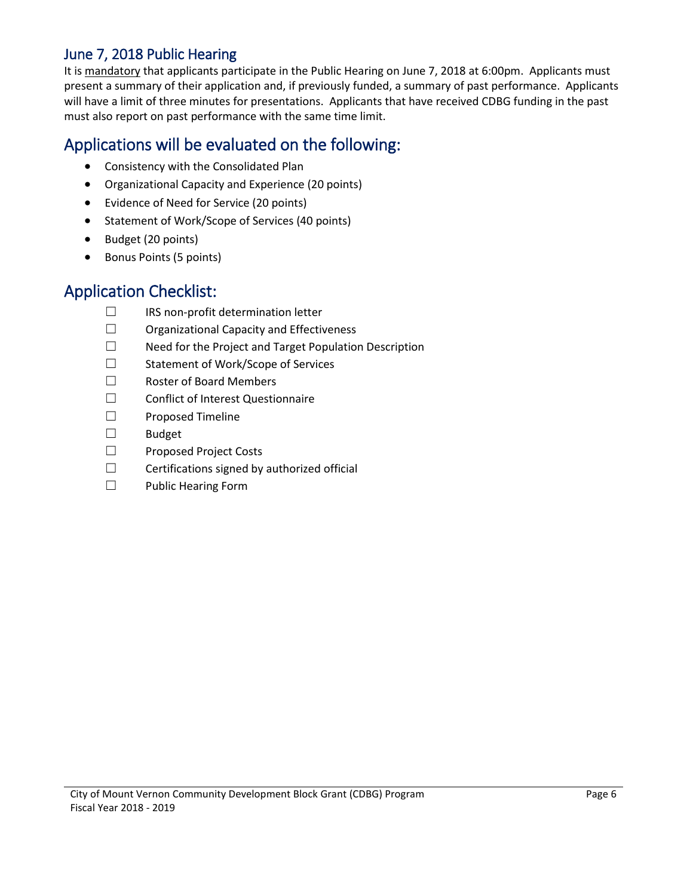### June 7, 2018 Public Hearing

It is mandatory that applicants participate in the Public Hearing on June 7, 2018 at 6:00pm. Applicants must present a summary of their application and, if previously funded, a summary of past performance. Applicants will have a limit of three minutes for presentations. Applicants that have received CDBG funding in the past must also report on past performance with the same time limit.

## Applications will be evaluated on the following:

- Consistency with the Consolidated Plan
- Organizational Capacity and Experience (20 points)
- Evidence of Need for Service (20 points)
- Statement of Work/Scope of Services (40 points)
- Budget (20 points)
- Bonus Points (5 points)

## Application Checklist:

- ☐ IRS non-profit determination letter
- ☐ Organizational Capacity and Effectiveness
- ☐ Need for the Project and Target Population Description
- ☐ Statement of Work/Scope of Services
- ☐ Roster of Board Members
- ☐ Conflict of Interest Questionnaire
- ☐ Proposed Timeline
- ☐ Budget
- ☐ Proposed Project Costs
- ☐ Certifications signed by authorized official
- ☐ Public Hearing Form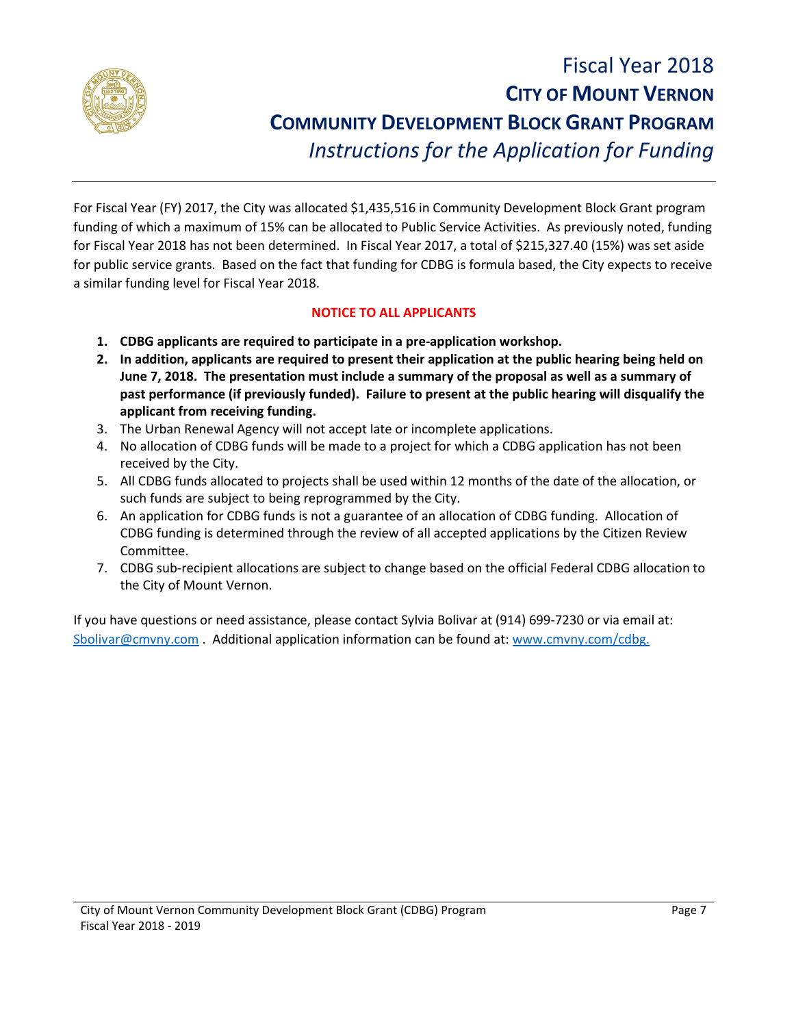# Fiscal Year 2018

# CITY OF MOUNT VERNON

# COMMUNITY DEVELOPMENT BLOCK GRANT PROGRAM

## *Instructions for the Application for Funding*

For Fiscal Year (FY) 2017, the City was allocated $1,435,516 in Community Development Block Grant program funding of which a maximum of 15% can be allocated to Public Service Activities. As previously noted, funding for Fiscal Year 2018 has not been determined. In Fiscal Year 2017, a total of $215,327.40 (15%) was set aside for public service grants. Based on the fact that funding for CDBG is formula based, the City expects to receive a similar funding level for Fiscal Year 2018.

**NOTICE TO ALL APPLICANTS**

1. **CDBG applicants are required to participate in a pre-application workshop.**
2. **In addition, applicants are required to present their application at the public hearing being held on June 7, 2018. The presentation must include a summary of the proposal as well as a summary of past performance (if previously funded). Failure to present at the public hearing will disqualify the applicant from receiving funding.**
3. The Urban Renewal Agency will not accept late or incomplete applications.
4. No allocation of CDBG funds will be made to a project for which a CDBG application has not been received by the City.
5. All CDBG funds allocated to projects shall be used within 12 months of the date of the allocation, or such funds are subject to being reprogrammed by the City.
6. An application for CDBG funds is not a guarantee of an allocation of CDBG funding. Allocation of CDBG funding is determined through the review of all accepted applications by the Citizen Review Committee.
7. CDBG sub-recipient allocations are subject to change based on the official Federal CDBG allocation to the City of Mount Vernon.

If you have questions or need assistance, please contact Sylvia Bolivar at (914) 699-7230 or via email at: Sbolivar@cmvny.com . Additional application information can be found at: www.cmvny.com/cdbg.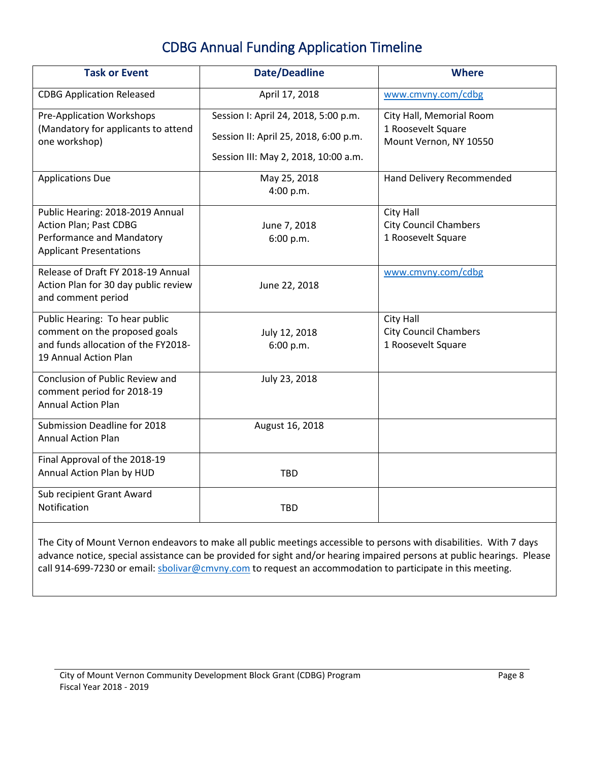# CDBG Annual Funding Application Timeline

| Task or Event | Date/Deadline | Where |
|---|---|---|
| CDBG Application Released | April 17, 2018 | www.cmvny.com/cdbg |
| Pre-Application Workshops (Mandatory for applicants to attend one workshop) | Session I: April 24, 2018, 5:00 p.m.<br>Session II: April 25, 2018, 6:00 p.m.<br>Session III: May 2, 2018, 10:00 a.m. | City Hall, Memorial Room<br>1 Roosevelt Square<br>Mount Vernon, NY 10550 |
| Applications Due | May 25, 2018<br>4:00 p.m. | Hand Delivery Recommended |
| Public Hearing: 2018-2019 Annual Action Plan; Past CDBG Performance and Mandatory Applicant Presentations | June 7, 2018<br>6:00 p.m. | City Hall<br>City Council Chambers<br>1 Roosevelt Square |
| Release of Draft FY 2018-19 Annual Action Plan for 30 day public review and comment period | June 22, 2018 | www.cmvny.com/cdbg |
| Public Hearing: To hear public comment on the proposed goals and funds allocation of the FY2018-19 Annual Action Plan | July 12, 2018<br>6:00 p.m. | City Hall<br>City Council Chambers<br>1 Roosevelt Square |
| Conclusion of Public Review and comment period for 2018-19 Annual Action Plan | July 23, 2018 | |
| Submission Deadline for 2018 Annual Action Plan | August 16, 2018 | |
| Final Approval of the 2018-19 Annual Action Plan by HUD | TBD | |
| Sub recipient Grant Award Notification | TBD | |

The City of Mount Vernon endeavors to make all public meetings accessible to persons with disabilities. With 7 days advance notice, special assistance can be provided for sight and/or hearing impaired persons at public hearings. Please call 914-699-7230 or email: sbolivar@cmvny.com to request an accommodation to participate in this meeting.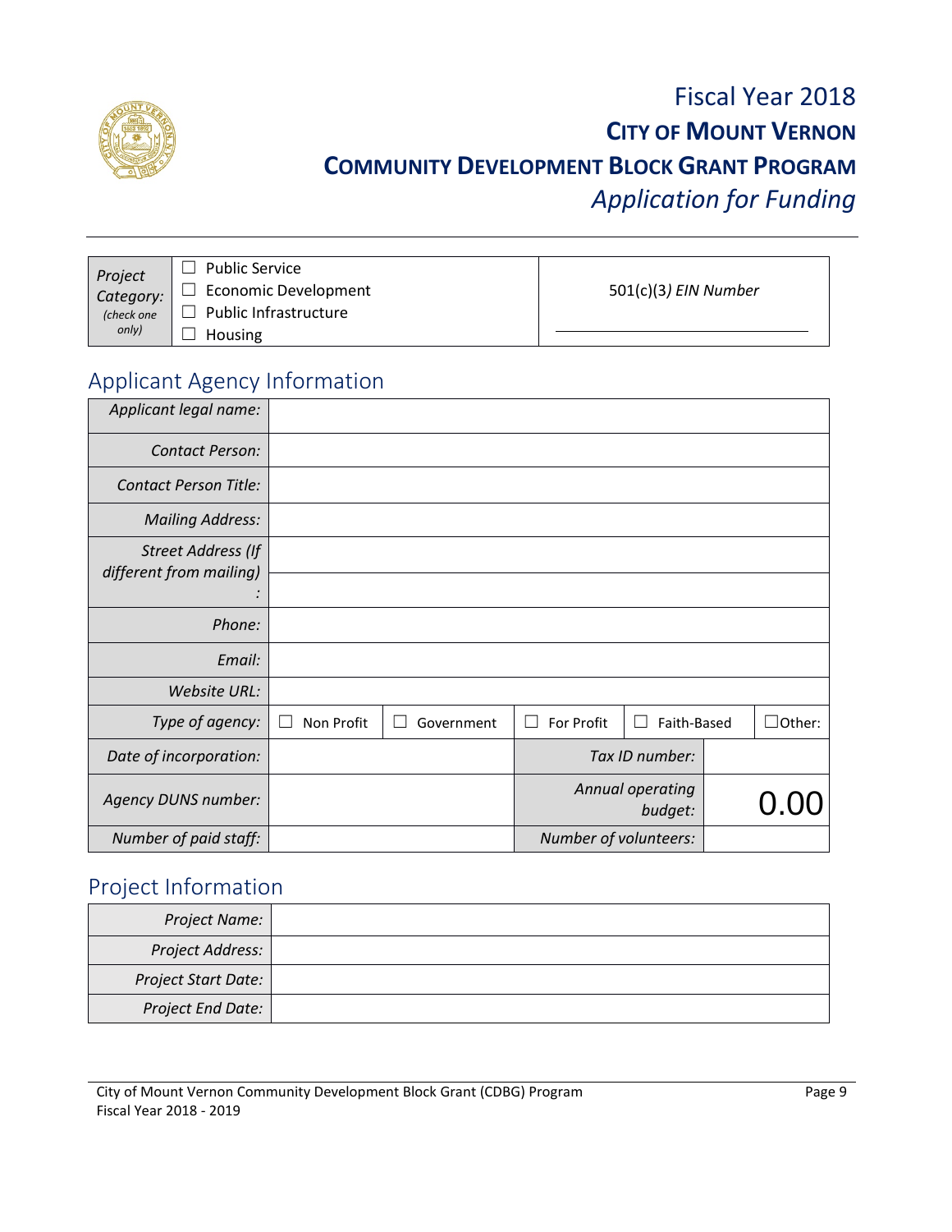# Fiscal Year 2018
## CITY OF MOUNT VERNON
## COMMUNITY DEVELOPMENT BLOCK GRANT PROGRAM
*Application for Funding*

| | | |
|---|---|---|
| *Project Category: (check one only)* | ☐ Public Service<br>☐ Economic Development<br>☐ Public Infrastructure<br>☐ Housing | 501(c)(3) *EIN Number*<br>\_\_\_\_\_\_\_\_\_\_\_\_\_\_\_\_\_\_\_\_ |

## Applicant Agency Information

| | | | | | |
|---|---|---|---|---|---|
| *Applicant legal name:* | | | | | |
| *Contact Person:* | | | | | |
| *Contact Person Title:* | | | | | |
| *Mailing Address:* | | | | | |
| *Street Address (If different from mailing):* | | | | | |
| *Phone:* | | | | | |
| *Email:* | | | | | |
| *Website URL:* | | | | | |
| *Type of agency:* | ☐ Non Profit | ☐ Government | ☐ For Profit | ☐ Faith-Based | ☐Other: |
| *Date of incorporation:* | | *Tax ID number:* | | | |
| *Agency DUNS number:* | | *Annual operating budget:* | 0.00 | | |
| *Number of paid staff:* | | *Number of volunteers:* | | | |

## Project Information

| | |
|---|---|
| *Project Name:* | |
| *Project Address:* | |
| *Project Start Date:* | |
| *Project End Date:* | |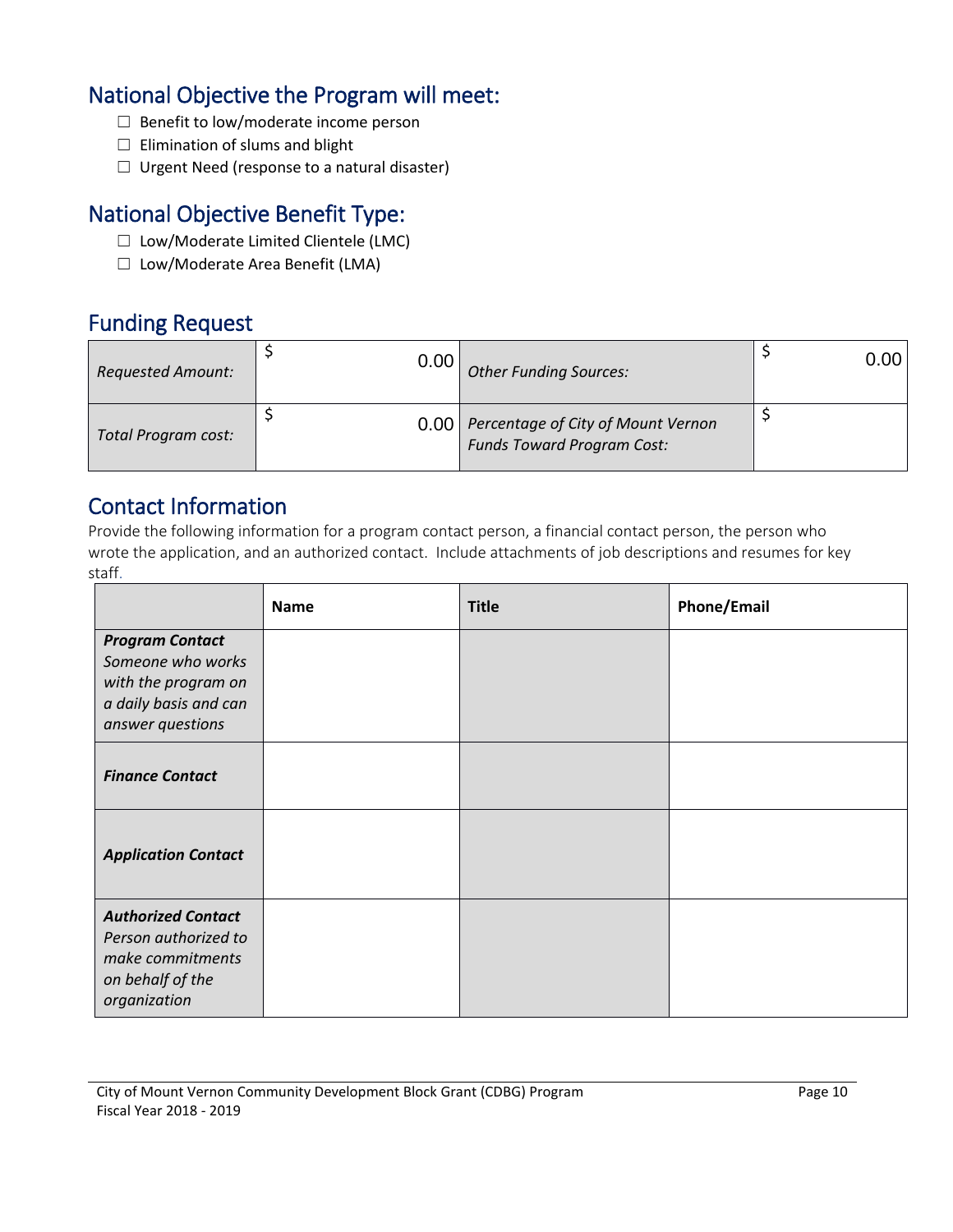## National Objective the Program will meet:

- ☐ Benefit to low/moderate income person
- ☐ Elimination of slums and blight
- ☐ Urgent Need (response to a natural disaster)

## National Objective Benefit Type:

- ☐ Low/Moderate Limited Clientele (LMC)
- ☐ Low/Moderate Area Benefit (LMA)

## Funding Request

| | | | |
|---|---|---|---|
| *Requested Amount:* | $ 0.00 | *Other Funding Sources:* | $ 0.00 |
| *Total Program cost:* | $ 0.00 | *Percentage of City of Mount Vernon Funds Toward Program Cost:* | $ |

## Contact Information

Provide the following information for a program contact person, a financial contact person, the person who wrote the application, and an authorized contact. Include attachments of job descriptions and resumes for key staff.

| | **Name** | **Title** | **Phone/Email** |
|---|---|---|---|
| ***Program Contact*** *Someone who works with the program on a daily basis and can answer questions* | | | |
| ***Finance Contact*** | | | |
| ***Application Contact*** | | | |
| ***Authorized Contact*** *Person authorized to make commitments on behalf of the organization* | | | |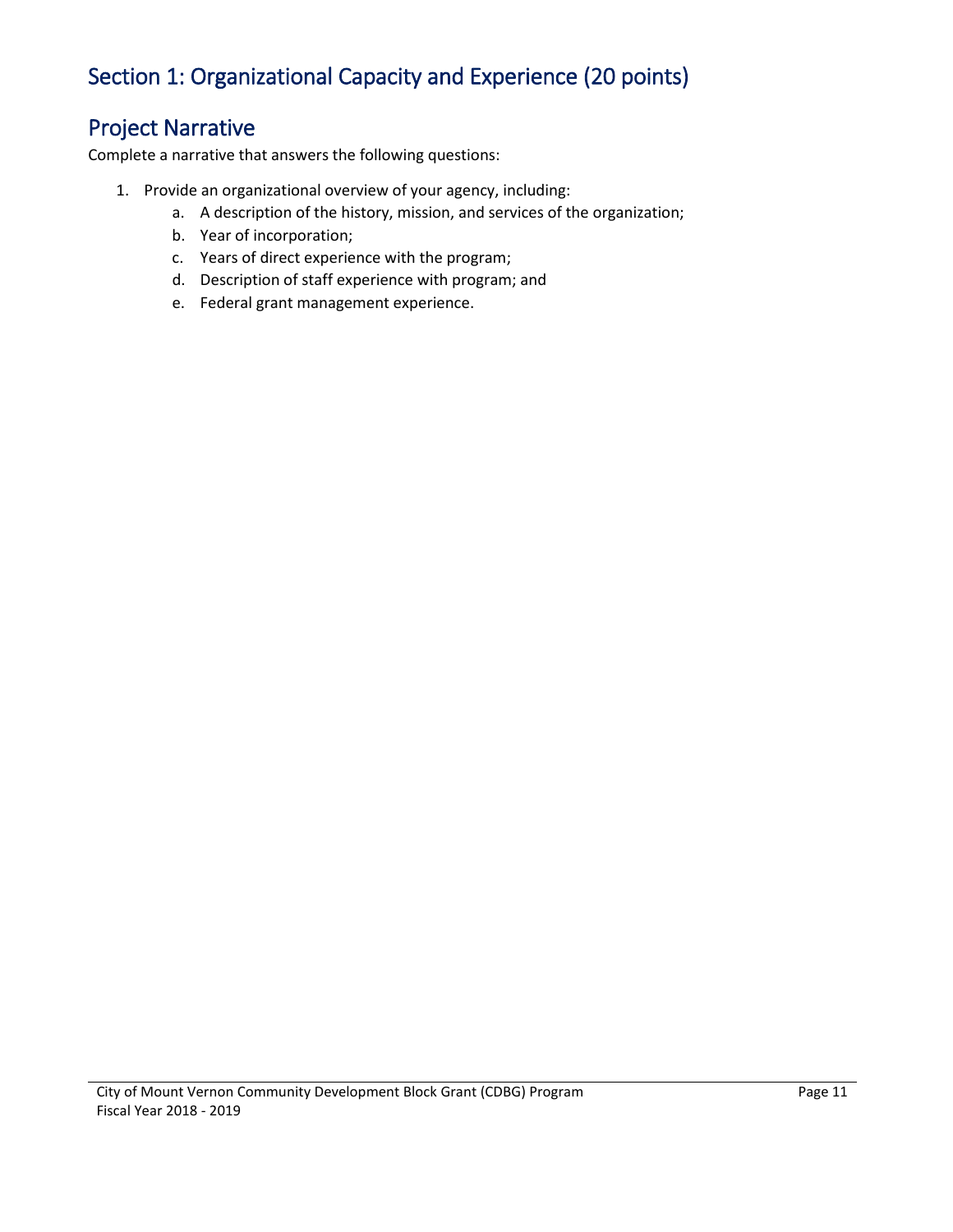# Section 1: Organizational Capacity and Experience (20 points)

## Project Narrative

Complete a narrative that answers the following questions:

1. Provide an organizational overview of your agency, including:
    a. A description of the history, mission, and services of the organization;
    b. Year of incorporation;
    c. Years of direct experience with the program;
    d. Description of staff experience with program; and
    e. Federal grant management experience.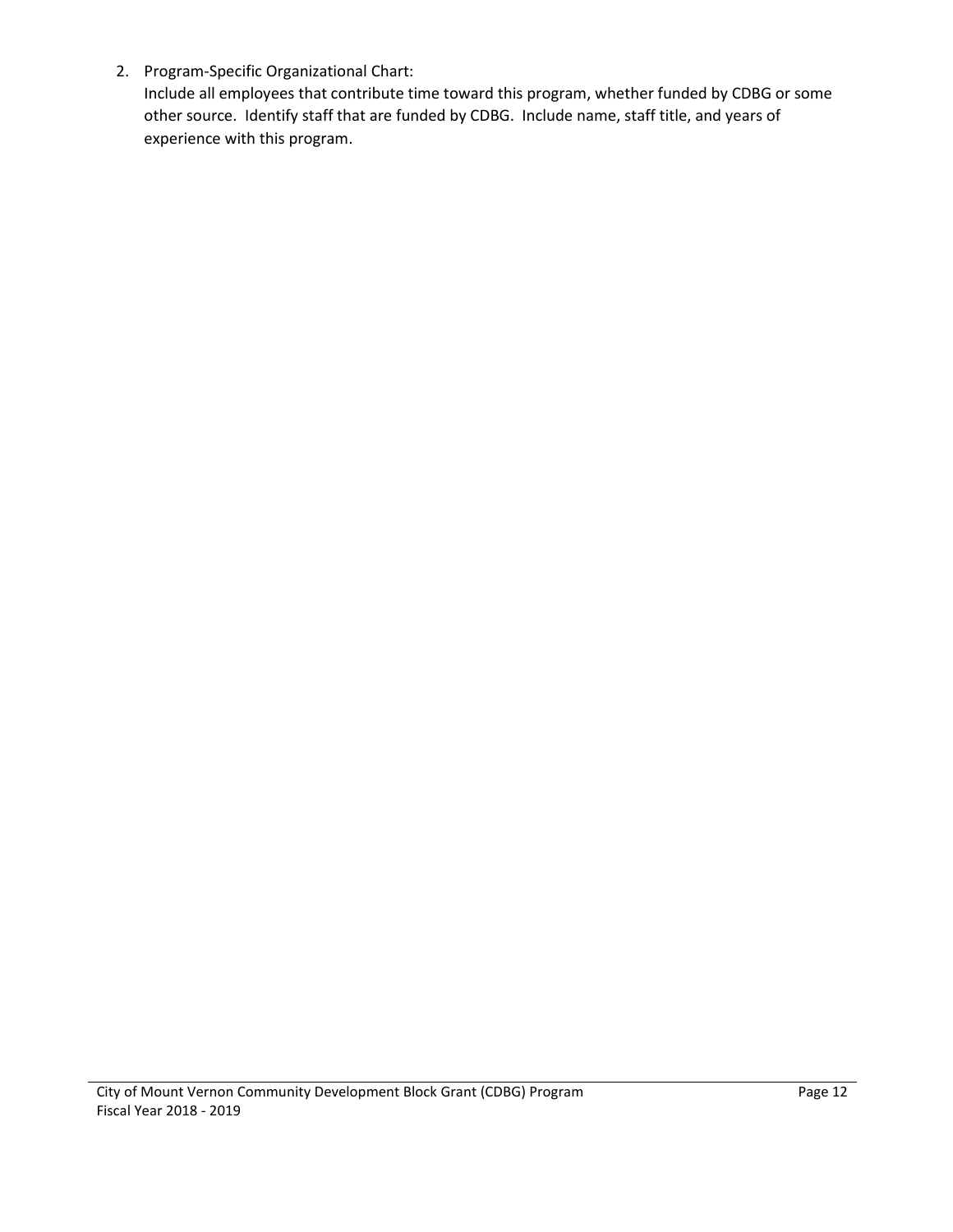2. Program-Specific Organizational Chart:
   Include all employees that contribute time toward this program, whether funded by CDBG or some other source. Identify staff that are funded by CDBG. Include name, staff title, and years of experience with this program.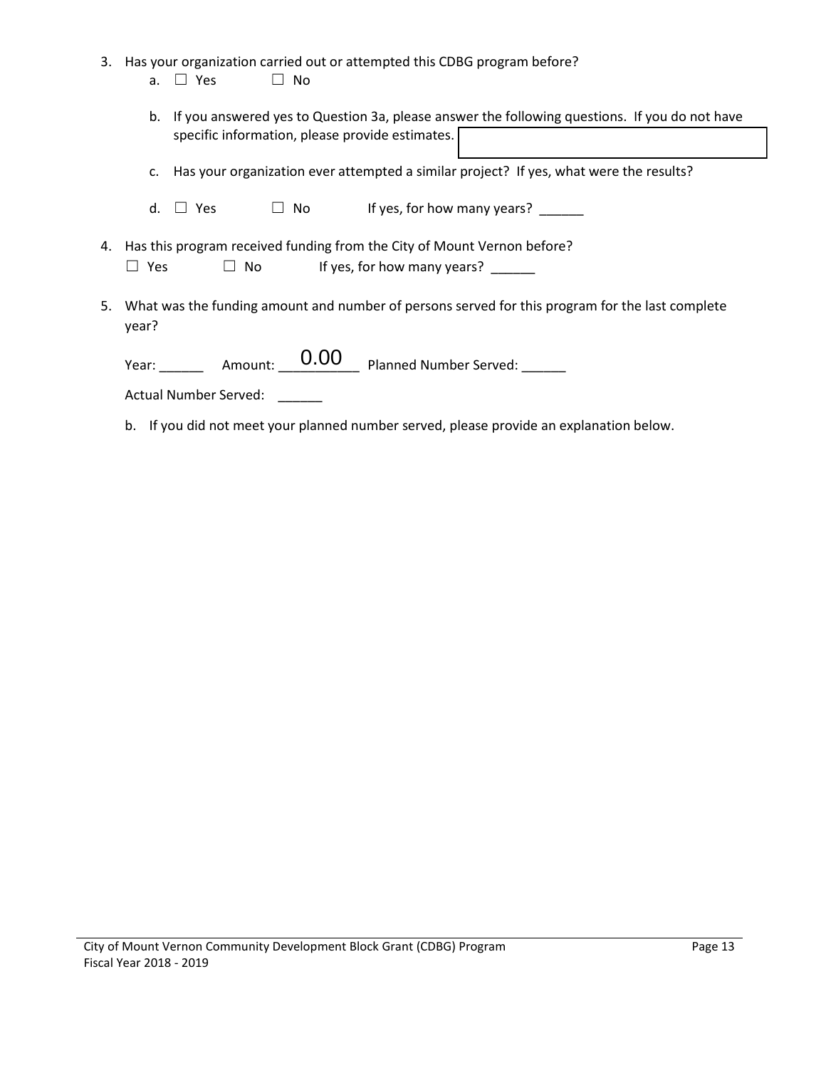3. Has your organization carried out or attempted this CDBG program before?
   a. ☐ Yes ☐ No

   b. If you answered yes to Question 3a, please answer the following questions. If you do not have specific information, please provide estimates.

   c. Has your organization ever attempted a similar project? If yes, what were the results?

   d. ☐ Yes ☐ No If yes, for how many years? ______

4. Has this program received funding from the City of Mount Vernon before?
   ☐ Yes ☐ No If yes, for how many years? ______

5. What was the funding amount and number of persons served for this program for the last complete year?

   Year: ______ Amount: 0.00 Planned Number Served: ______

   Actual Number Served: ______

   b. If you did not meet your planned number served, please provide an explanation below.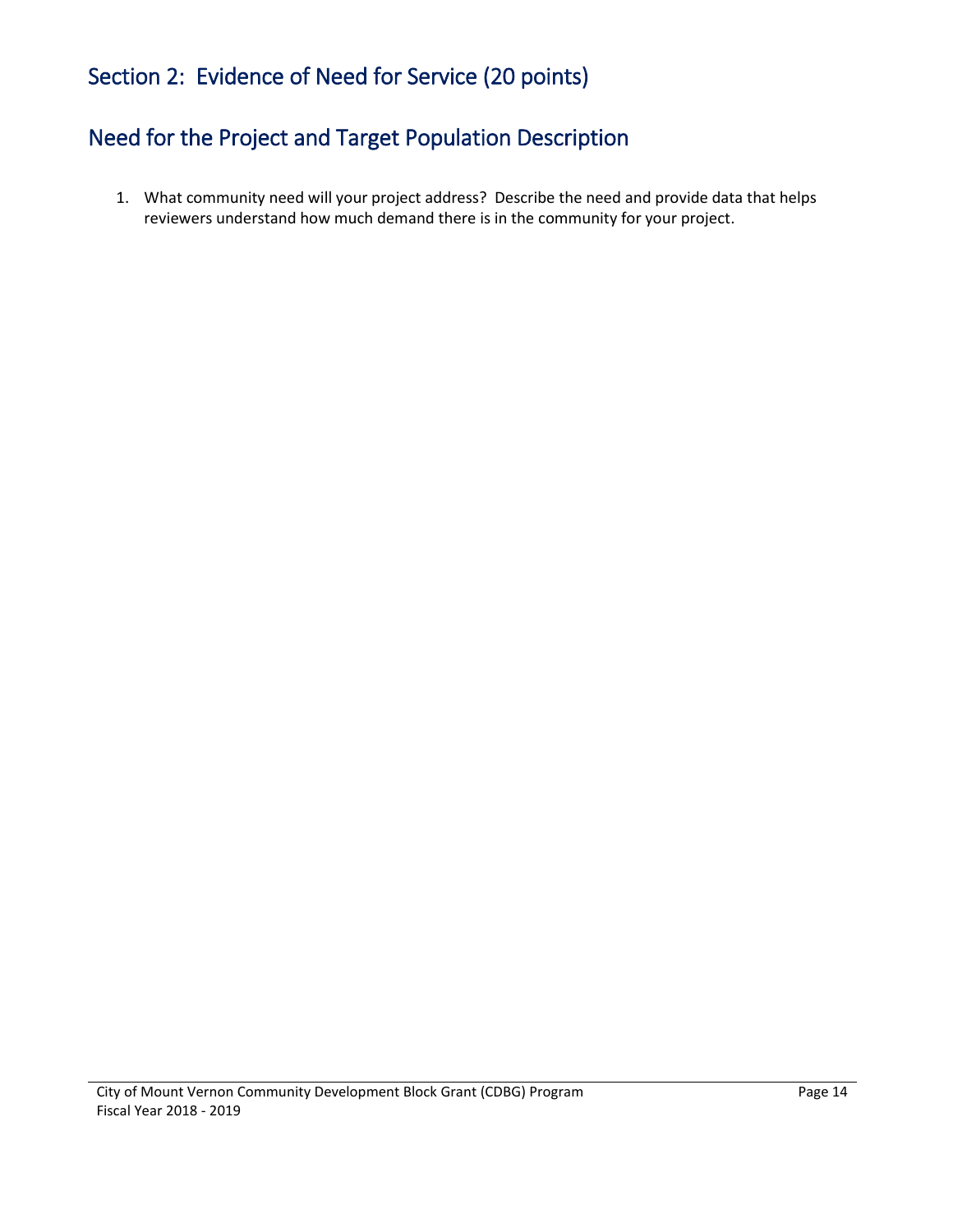# Section 2: Evidence of Need for Service (20 points)

## Need for the Project and Target Population Description

1. What community need will your project address? Describe the need and provide data that helps reviewers understand how much demand there is in the community for your project.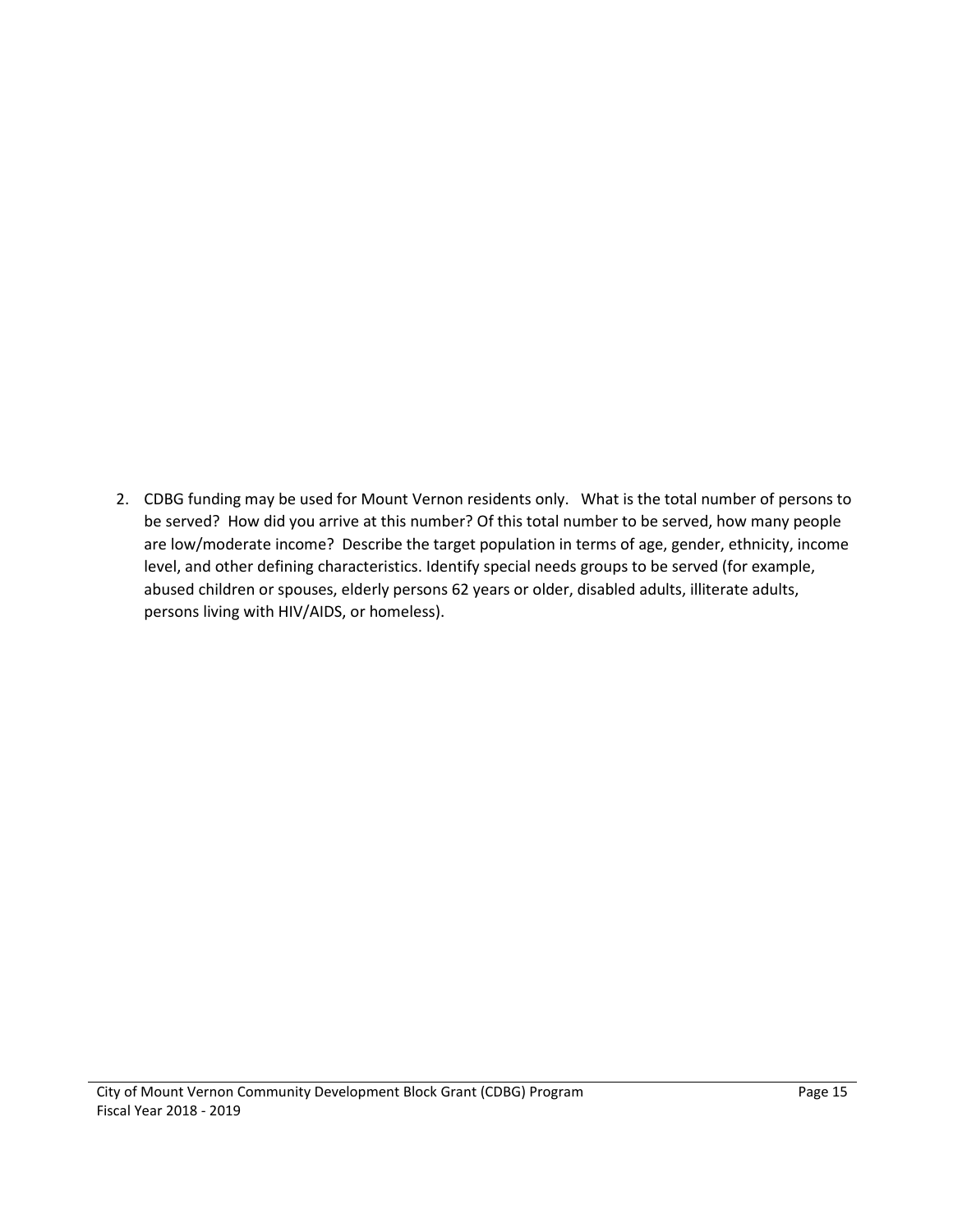2. CDBG funding may be used for Mount Vernon residents only. What is the total number of persons to be served? How did you arrive at this number? Of this total number to be served, how many people are low/moderate income? Describe the target population in terms of age, gender, ethnicity, income level, and other defining characteristics. Identify special needs groups to be served (for example, abused children or spouses, elderly persons 62 years or older, disabled adults, illiterate adults, persons living with HIV/AIDS, or homeless).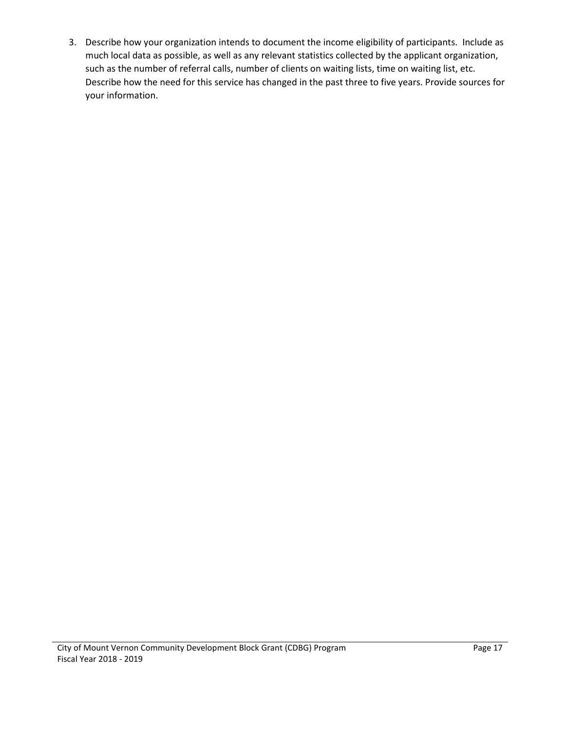3. Describe how your organization intends to document the income eligibility of participants. Include as much local data as possible, as well as any relevant statistics collected by the applicant organization, such as the number of referral calls, number of clients on waiting lists, time on waiting list, etc. Describe how the need for this service has changed in the past three to five years. Provide sources for your information.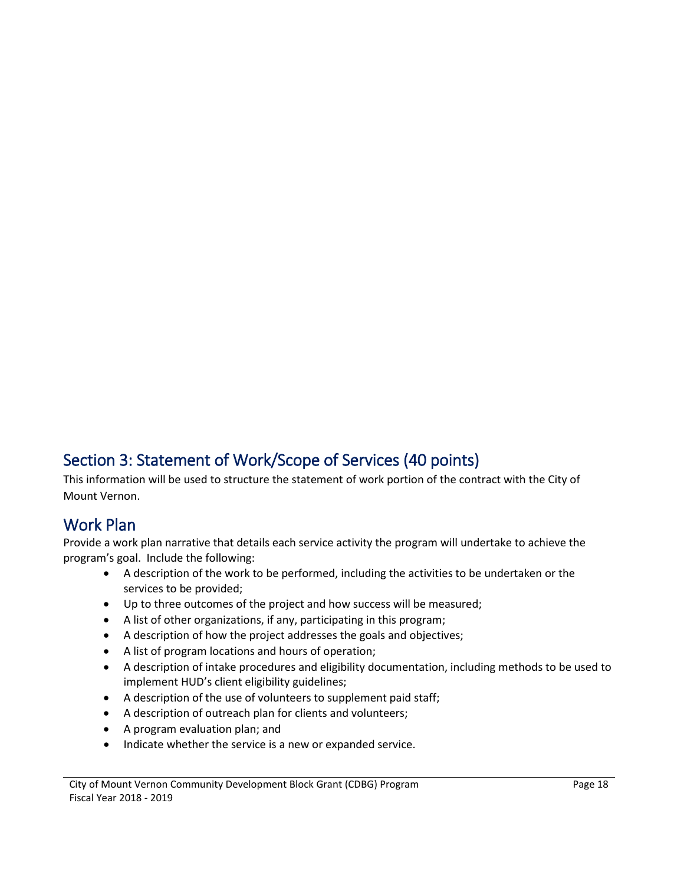## Section 3: Statement of Work/Scope of Services (40 points)

This information will be used to structure the statement of work portion of the contract with the City of Mount Vernon.

## Work Plan

Provide a work plan narrative that details each service activity the program will undertake to achieve the program's goal. Include the following:

- A description of the work to be performed, including the activities to be undertaken or the services to be provided;
- Up to three outcomes of the project and how success will be measured;
- A list of other organizations, if any, participating in this program;
- A description of how the project addresses the goals and objectives;
- A list of program locations and hours of operation;
- A description of intake procedures and eligibility documentation, including methods to be used to implement HUD's client eligibility guidelines;
- A description of the use of volunteers to supplement paid staff;
- A description of outreach plan for clients and volunteers;
- A program evaluation plan; and
- Indicate whether the service is a new or expanded service.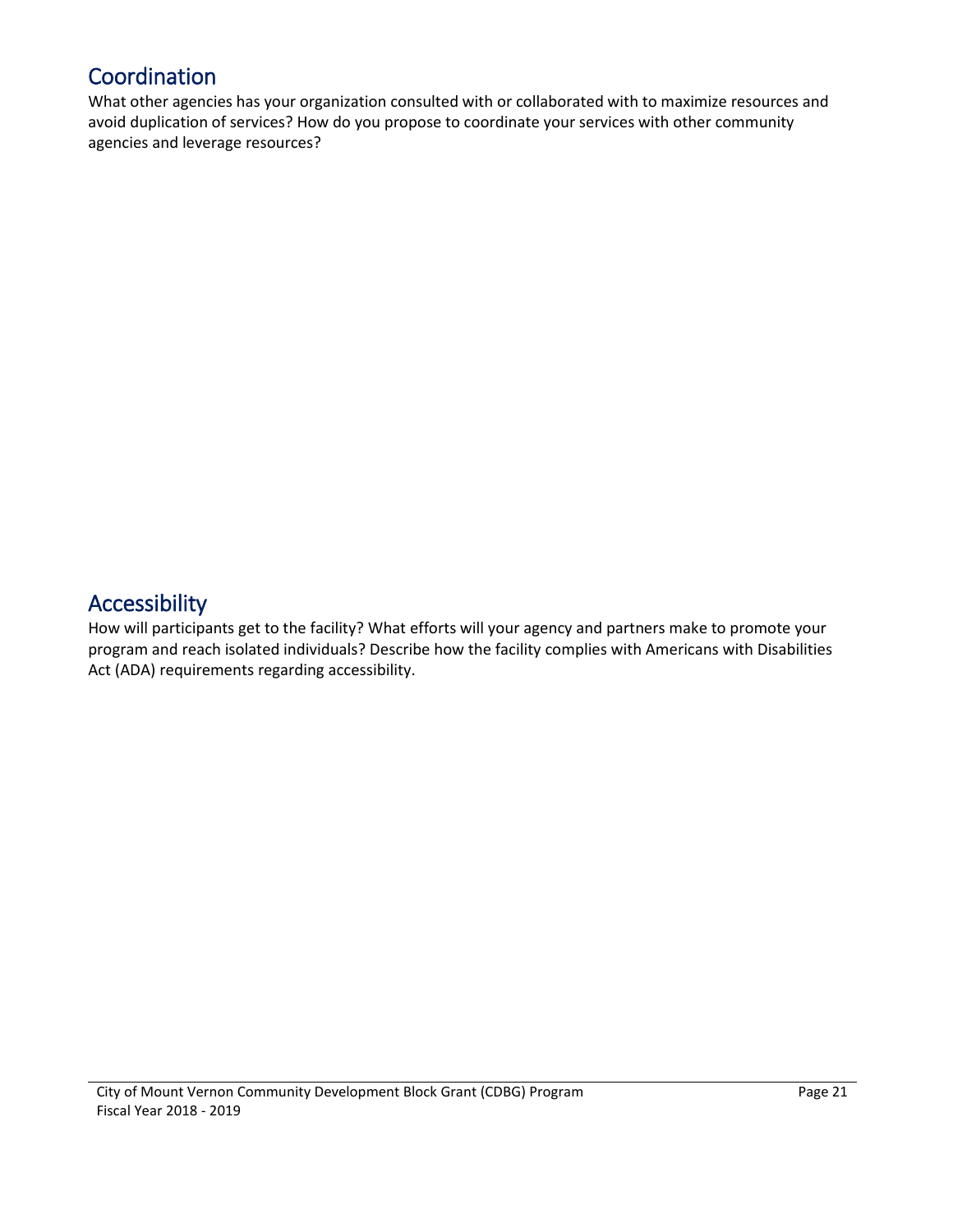## Coordination

What other agencies has your organization consulted with or collaborated with to maximize resources and avoid duplication of services? How do you propose to coordinate your services with other community agencies and leverage resources?

## Accessibility

How will participants get to the facility? What efforts will your agency and partners make to promote your program and reach isolated individuals? Describe how the facility complies with Americans with Disabilities Act (ADA) requirements regarding accessibility.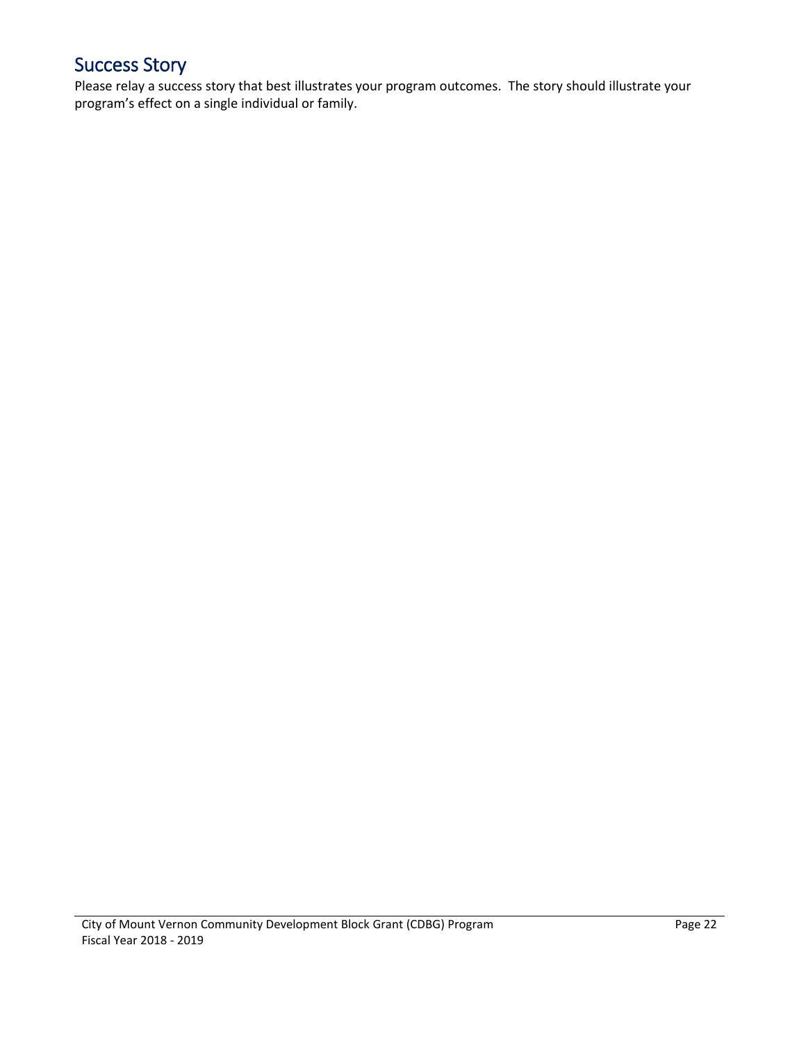## Success Story

Please relay a success story that best illustrates your program outcomes. The story should illustrate your program's effect on a single individual or family.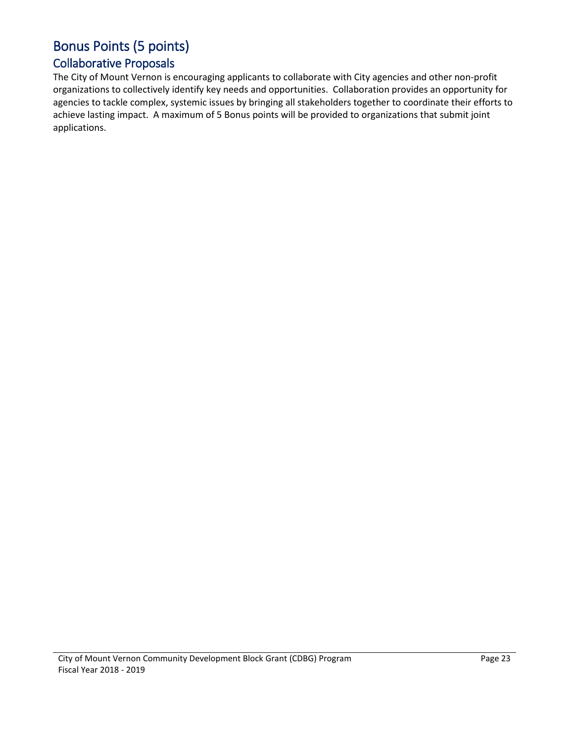# Bonus Points (5 points)

## Collaborative Proposals

The City of Mount Vernon is encouraging applicants to collaborate with City agencies and other non-profit organizations to collectively identify key needs and opportunities. Collaboration provides an opportunity for agencies to tackle complex, systemic issues by bringing all stakeholders together to coordinate their efforts to achieve lasting impact. A maximum of 5 Bonus points will be provided to organizations that submit joint applications.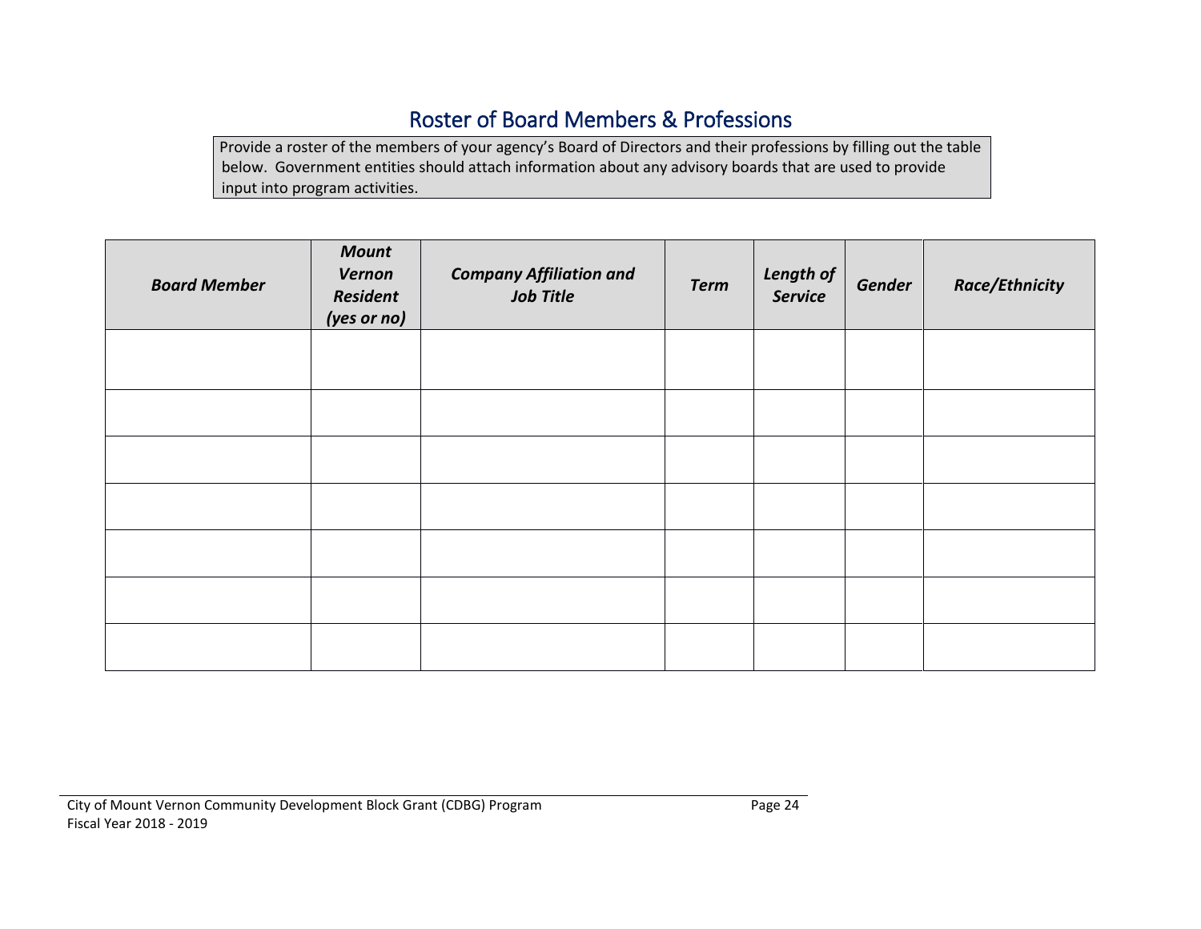## Roster of Board Members & Professions

Provide a roster of the members of your agency's Board of Directors and their professions by filling out the table below. Government entities should attach information about any advisory boards that are used to provide input into program activities.

| ***Board Member*** | ***Mount Vernon Resident (yes or no)*** | ***Company Affiliation and Job Title*** | ***Term*** | ***Length of Service*** | ***Gender*** | ***Race/Ethnicity*** |
|---|---|---|---|---|---|---|
| | | | | | | |
| | | | | | | |
| | | | | | | |
| | | | | | | |
| | | | | | | |
| | | | | | | |
| | | | | | | |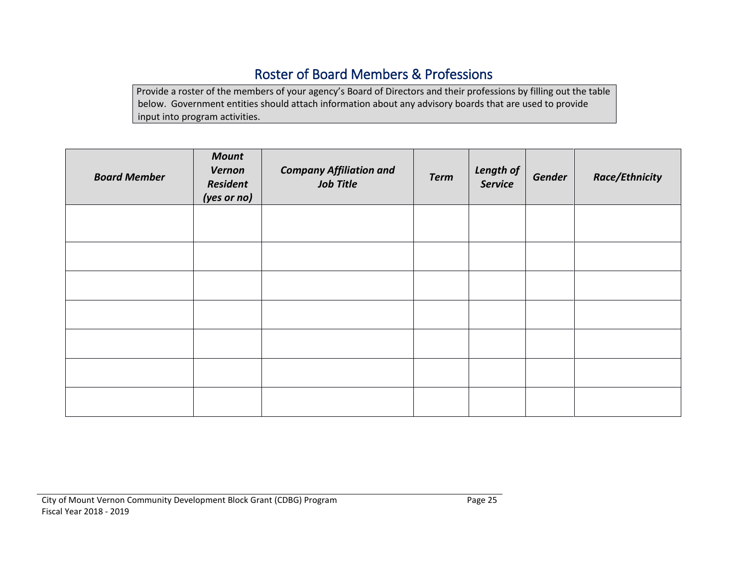## Roster of Board Members & Professions

Provide a roster of the members of your agency's Board of Directors and their professions by filling out the table below. Government entities should attach information about any advisory boards that are used to provide input into program activities.

| ***Board Member*** | ***Mount Vernon Resident (yes or no)*** | ***Company Affiliation and Job Title*** | ***Term*** | ***Length of Service*** | ***Gender*** | ***Race/Ethnicity*** |
|---|---|---|---|---|---|---|
| | | | | | | |
| | | | | | | |
| | | | | | | |
| | | | | | | |
| | | | | | | |
| | | | | | | |
| | | | | | | |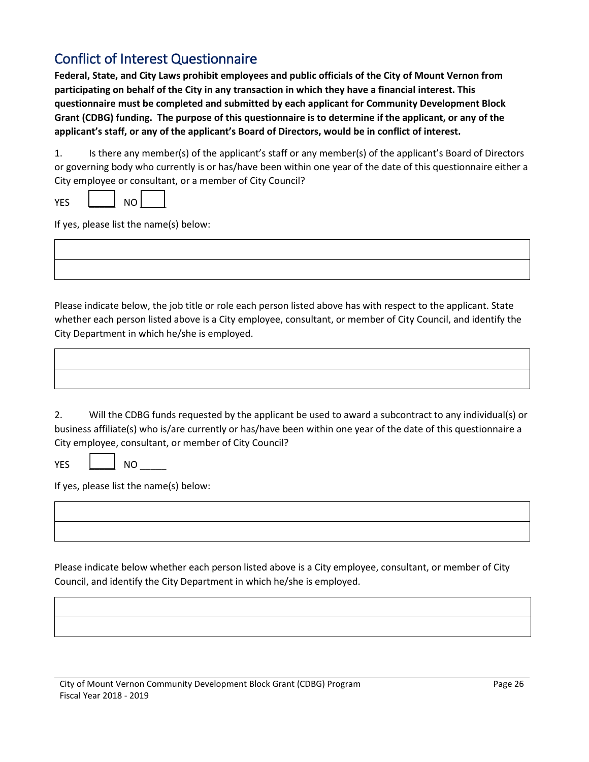## Conflict of Interest Questionnaire

**Federal, State, and City Laws prohibit employees and public officials of the City of Mount Vernon from participating on behalf of the City in any transaction in which they have a financial interest. This questionnaire must be completed and submitted by each applicant for Community Development Block Grant (CDBG) funding. The purpose of this questionnaire is to determine if the applicant, or any of the applicant's staff, or any of the applicant's Board of Directors, would be in conflict of interest.**

1. Is there any member(s) of the applicant's staff or any member(s) of the applicant's Board of Directors or governing body who currently is or has/have been within one year of the date of this questionnaire either a City employee or consultant, or a member of City Council?

YES _____ NO _____

If yes, please list the name(s) below:

| |
|---|
| |
| |

Please indicate below, the job title or role each person listed above has with respect to the applicant. State whether each person listed above is a City employee, consultant, or member of City Council, and identify the City Department in which he/she is employed.

| |
|---|
| |
| |

2. Will the CDBG funds requested by the applicant be used to award a subcontract to any individual(s) or business affiliate(s) who is/are currently or has/have been within one year of the date of this questionnaire a City employee, consultant, or member of City Council?

YES _____ NO _____

If yes, please list the name(s) below:

| |
|---|
| |
| |

Please indicate below whether each person listed above is a City employee, consultant, or member of City Council, and identify the City Department in which he/she is employed.

| |
|---|
| |
| |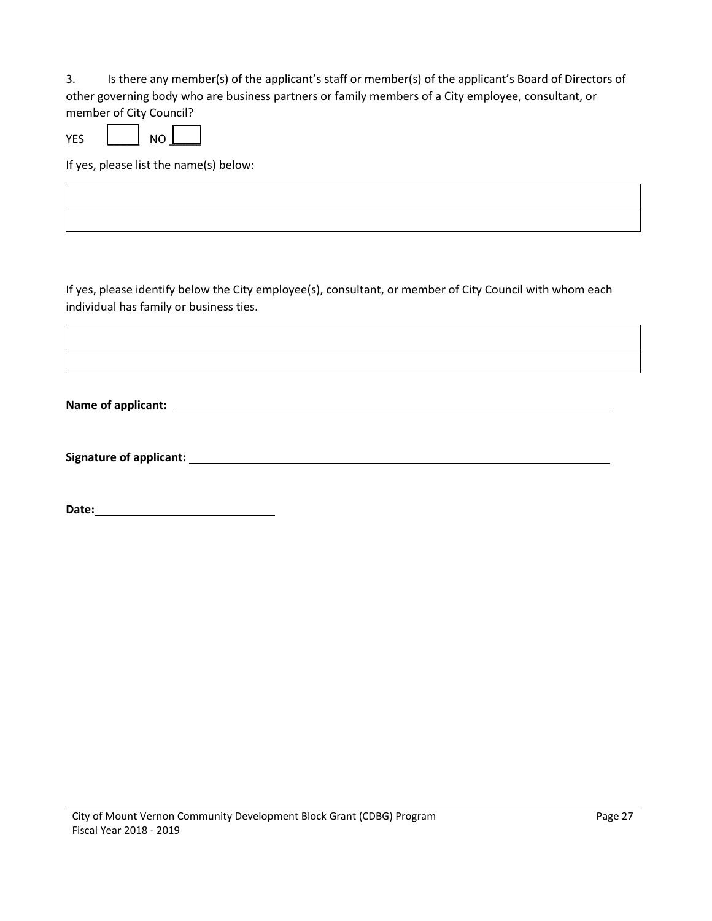3. Is there any member(s) of the applicant's staff or member(s) of the applicant's Board of Directors of other governing body who are business partners or family members of a City employee, consultant, or member of City Council?

YES ☐ NO ☐

If yes, please list the name(s) below:

| |
|---|
| |

If yes, please identify below the City employee(s), consultant, or member of City Council with whom each individual has family or business ties.

| |
|---|
| |

**Name of applicant:** ____________________________________________

**Signature of applicant:** ____________________________________________

**Date:** ____________________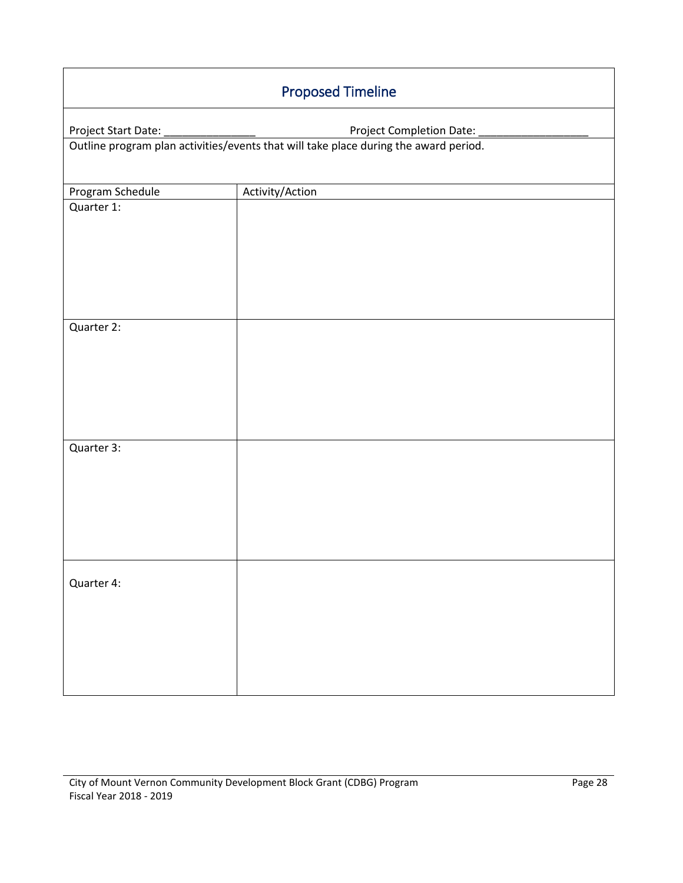## Proposed Timeline

Project Start Date: _______________ Project Completion Date: __________________

Outline program plan activities/events that will take place during the award period.

| Program Schedule | Activity/Action |
|---|---|
| Quarter 1: | |
| Quarter 2: | |
| Quarter 3: | |
| Quarter 4: | |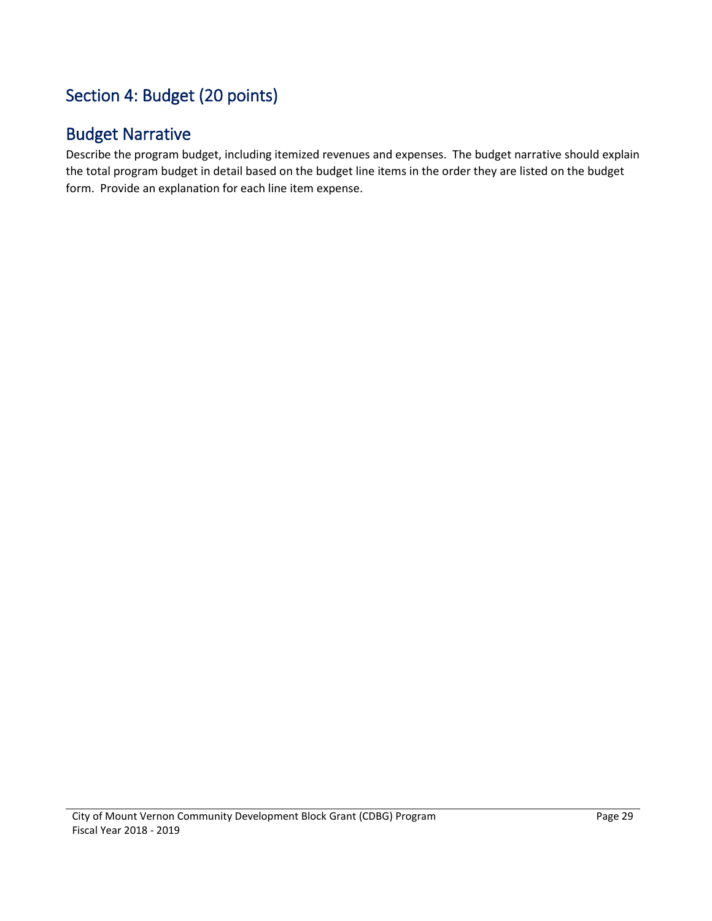# Section 4: Budget (20 points)

## Budget Narrative

Describe the program budget, including itemized revenues and expenses. The budget narrative should explain the total program budget in detail based on the budget line items in the order they are listed on the budget form. Provide an explanation for each line item expense.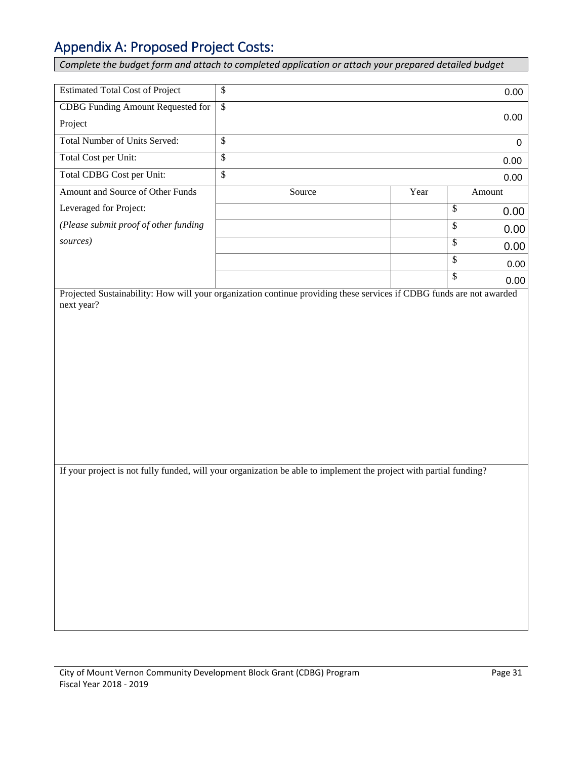## Appendix A: Proposed Project Costs:

*Complete the budget form and attach to completed application or attach your prepared detailed budget*

| | | | |
|---|---|---|---|
| Estimated Total Cost of Project | $ 0.00 | | |
| CDBG Funding Amount Requested for Project | $ 0.00 | | |
| Total Number of Units Served: | $ 0 | | |
| Total Cost per Unit: | $ 0.00 | | |
| Total CDBG Cost per Unit: | $ 0.00 | | |
| Amount and Source of Other Funds Leveraged for Project: *(Please submit proof of other funding sources)* | Source | Year | Amount |
| | | | $ 0.00 |
| | | | $ 0.00 |
| | | | $ 0.00 |
| | | | $ 0.00 |
| | | | $ 0.00 |

Projected Sustainability: How will your organization continue providing these services if CDBG funds are not awarded next year?

If your project is not fully funded, will your organization be able to implement the project with partial funding?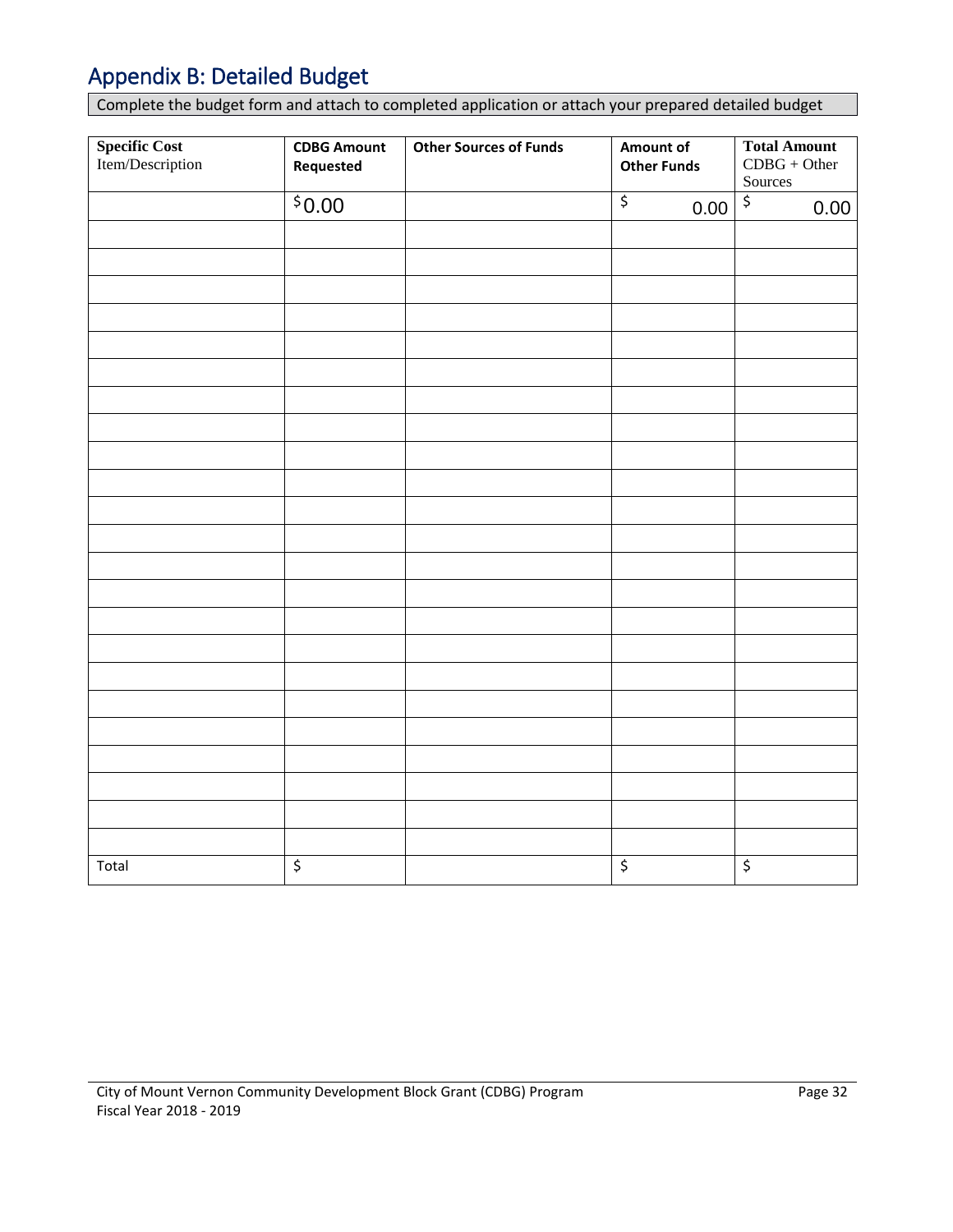## Appendix B: Detailed Budget

Complete the budget form and attach to completed application or attach your prepared detailed budget

| **Specific Cost** Item/Description | **CDBG Amount Requested** | **Other Sources of Funds** | **Amount of Other Funds** | **Total Amount** CDBG + Other Sources |
|---|---|---|---|---|
| | $0.00 | | $ 0.00 | $ 0.00 |
| | | | | |
| | | | | |
| | | | | |
| | | | | |
| | | | | |
| | | | | |
| | | | | |
| | | | | |
| | | | | |
| | | | | |
| | | | | |
| | | | | |
| | | | | |
| | | | | |
| | | | | |
| | | | | |
| | | | | |
| | | | | |
| | | | | |
| | | | | |
| | | | | |
| | | | | |
| | | | | |
| Total | $ | | $ | $ |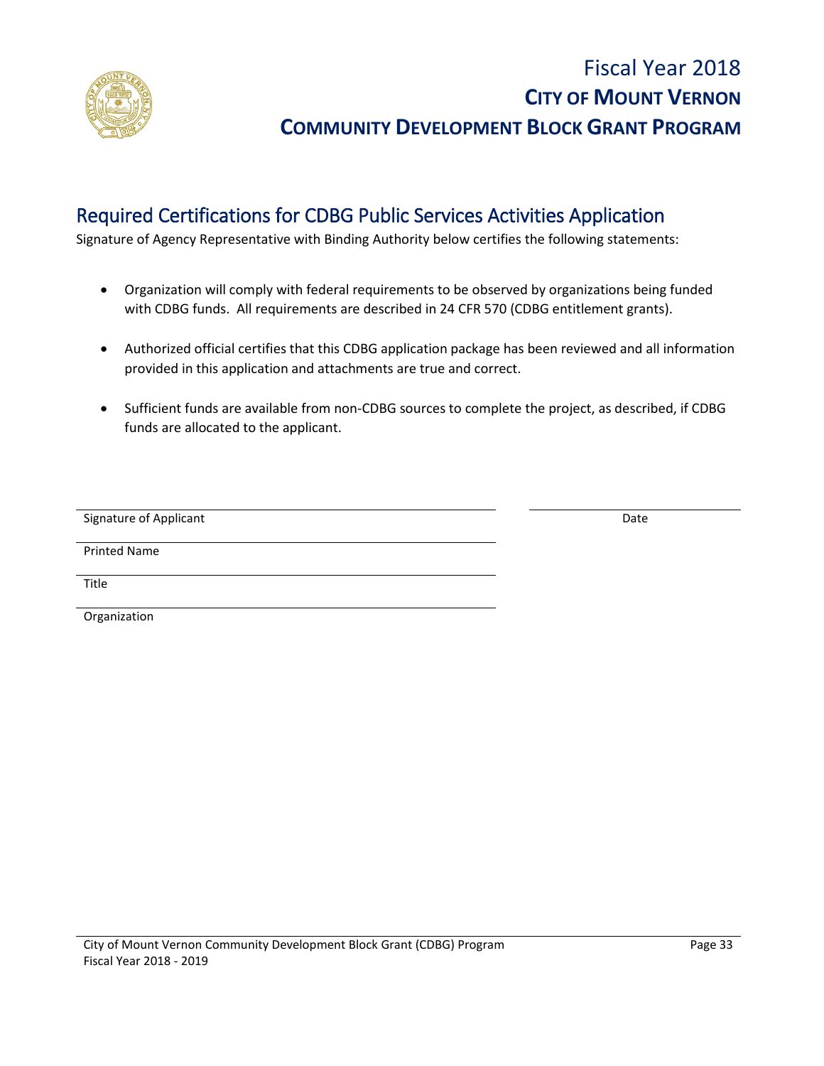Fiscal Year 2018

**CITY OF MOUNT VERNON**

**COMMUNITY DEVELOPMENT BLOCK GRANT PROGRAM**

## Required Certifications for CDBG Public Services Activities Application

Signature of Agency Representative with Binding Authority below certifies the following statements:

- Organization will comply with federal requirements to be observed by organizations being funded with CDBG funds. All requirements are described in 24 CFR 570 (CDBG entitlement grants).
- Authorized official certifies that this CDBG application package has been reviewed and all information provided in this application and attachments are true and correct.
- Sufficient funds are available from non-CDBG sources to complete the project, as described, if CDBG funds are allocated to the applicant.

______________________________ ______________
Signature of Applicant Date

______________________________
Printed Name

______________________________
Title

______________________________
Organization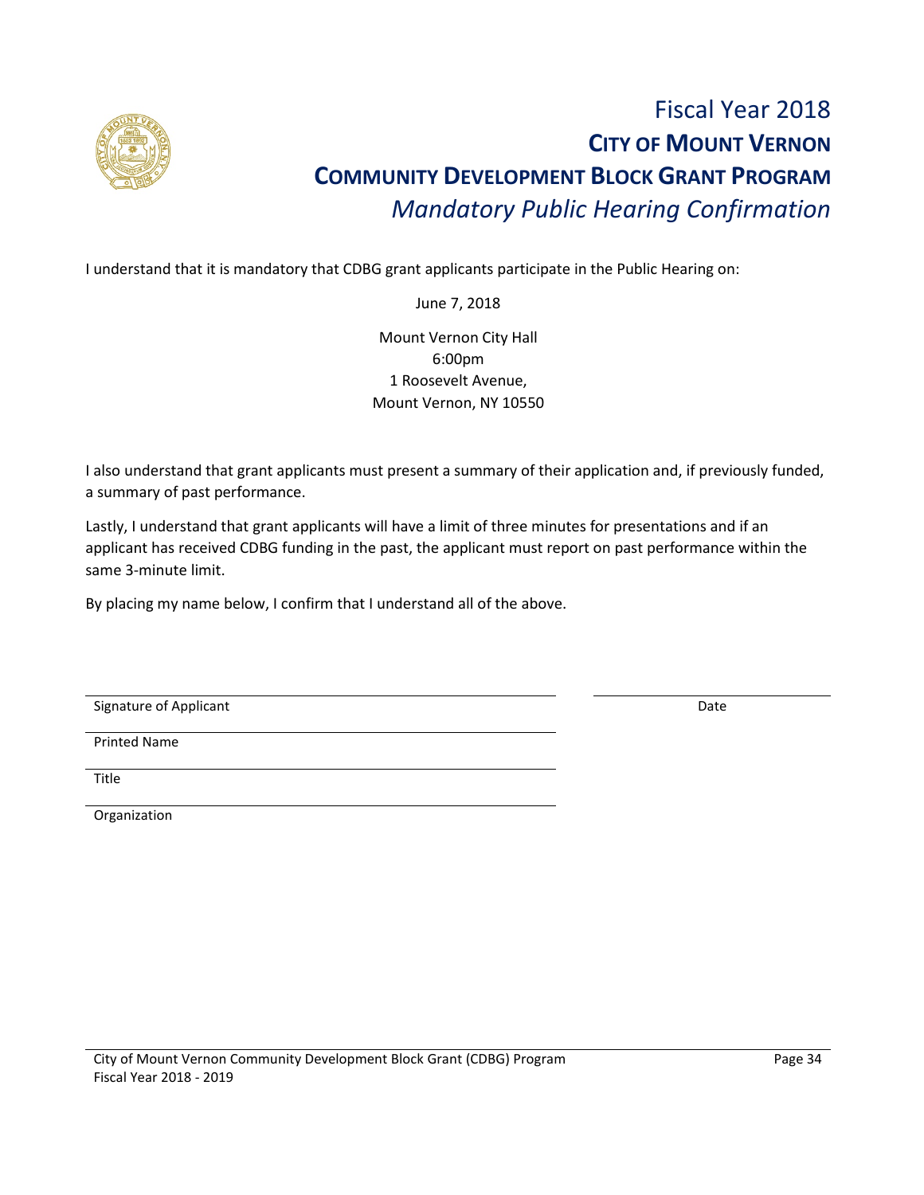# Fiscal Year 2018

## **City of Mount Vernon**

## **Community Development Block Grant Program**

### *Mandatory Public Hearing Confirmation*

I understand that it is mandatory that CDBG grant applicants participate in the Public Hearing on:

June 7, 2018

Mount Vernon City Hall
6:00pm
1 Roosevelt Avenue,
Mount Vernon, NY 10550

I also understand that grant applicants must present a summary of their application and, if previously funded, a summary of past performance.

Lastly, I understand that grant applicants will have a limit of three minutes for presentations and if an applicant has received CDBG funding in the past, the applicant must report on past performance within the same 3-minute limit.

By placing my name below, I confirm that I understand all of the above.

\_\_\_\_\_\_\_\_\_\_\_\_\_\_\_\_\_\_\_\_\_\_\_\_\_\_\_\_\_\_\_\_\_\_\_\_\_\_\_\_ \_\_\_\_\_\_\_\_\_\_\_\_\_\_\_\_\_\_\_\_
Signature of Applicant Date

\_\_\_\_\_\_\_\_\_\_\_\_\_\_\_\_\_\_\_\_\_\_\_\_\_\_\_\_\_\_\_\_\_\_\_\_\_\_\_\_
Printed Name

\_\_\_\_\_\_\_\_\_\_\_\_\_\_\_\_\_\_\_\_\_\_\_\_\_\_\_\_\_\_\_\_\_\_\_\_\_\_\_\_
Title

\_\_\_\_\_\_\_\_\_\_\_\_\_\_\_\_\_\_\_\_\_\_\_\_\_\_\_\_\_\_\_\_\_\_\_\_\_\_\_\_
Organization